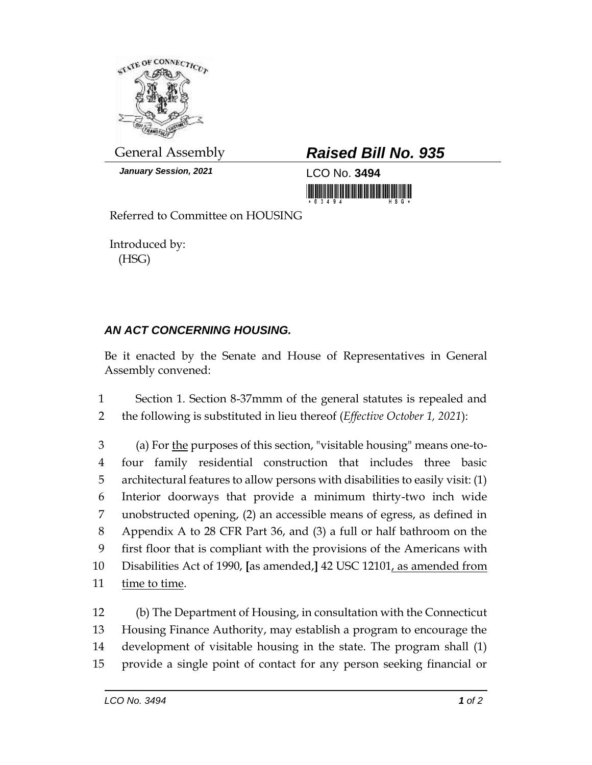General Assembly

***Raised Bill No. 935***

***January Session, 2021***

LCO No. **3494**

Referred to Committee on HOUSING

Introduced by:
(HSG)

## *AN ACT CONCERNING HOUSING.*

Be it enacted by the Senate and House of Representatives in General Assembly convened:

1 Section 1. Section 8-37mmm of the general statutes is repealed and
2 the following is substituted in lieu thereof (*Effective October 1, 2021*):

3 (a) For <u>the</u> purposes of this section, "visitable housing" means one-to-
4 four family residential construction that includes three basic
5 architectural features to allow persons with disabilities to easily visit: (1)
6 Interior doorways that provide a minimum thirty-two inch wide
7 unobstructed opening, (2) an accessible means of egress, as defined in
8 Appendix A to 28 CFR Part 36, and (3) a full or half bathroom on the
9 first floor that is compliant with the provisions of the Americans with
10 Disabilities Act of 1990, **[**as amended,**]** 42 USC 12101<u>, as amended from</u>
11 <u>time to time</u>.

12 (b) The Department of Housing, in consultation with the Connecticut
13 Housing Finance Authority, may establish a program to encourage the
14 development of visitable housing in the state. The program shall (1)
15 provide a single point of contact for any person seeking financial or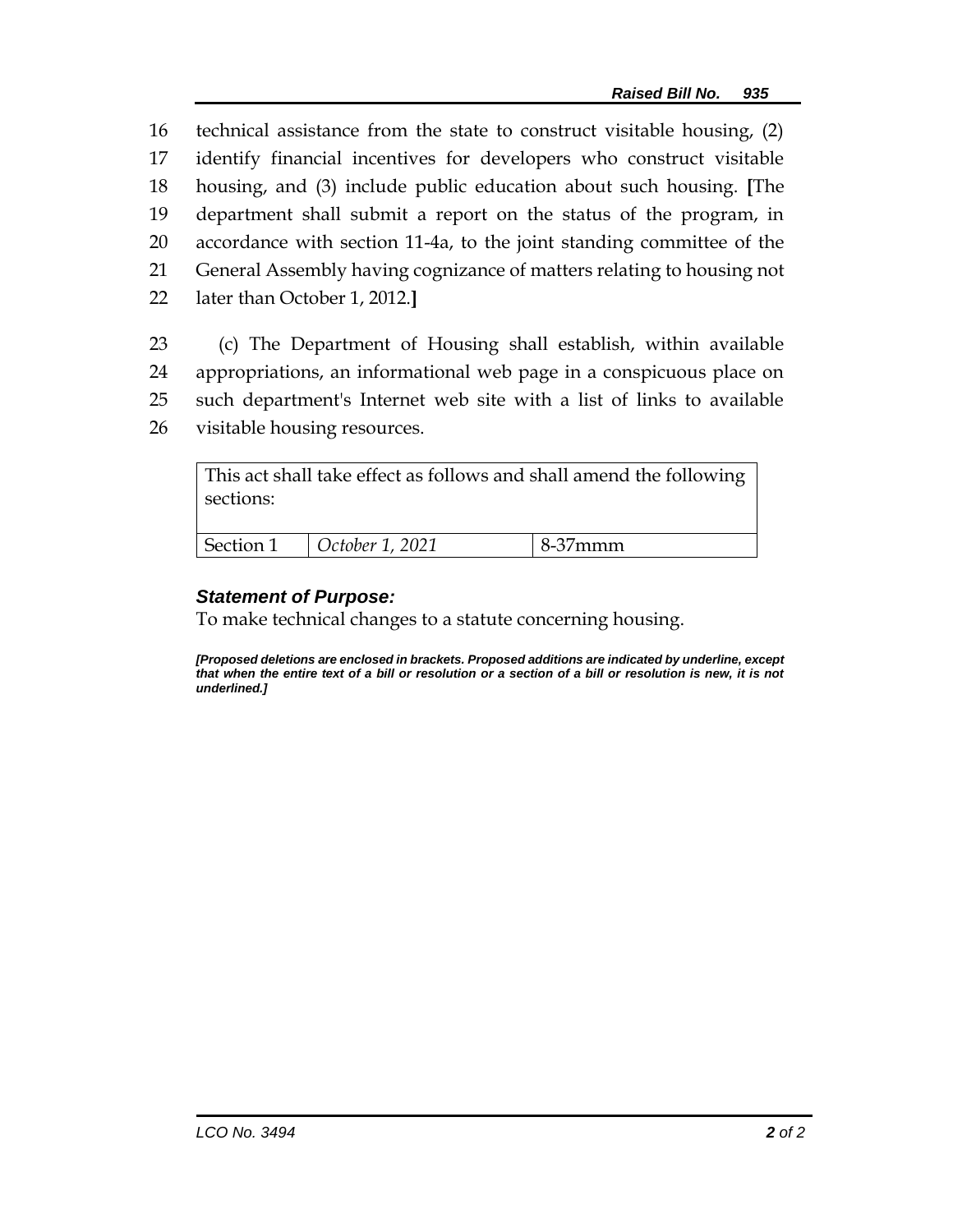16 technical assistance from the state to construct visitable housing, (2)
17 identify financial incentives for developers who construct visitable
18 housing, and (3) include public education about such housing. [The
19 department shall submit a report on the status of the program, in
20 accordance with section 11-4a, to the joint standing committee of the
21 General Assembly having cognizance of matters relating to housing not
22 later than October 1, 2012.]

23 (c) The Department of Housing shall establish, within available
24 appropriations, an informational web page in a conspicuous place on
25 such department's Internet web site with a list of links to available
26 visitable housing resources.

| This act shall take effect as follows and shall amend the following sections: | | |
|---|---|---|
| Section 1 | *October 1, 2021* | 8-37mmm |

### *Statement of Purpose:*

To make technical changes to a statute concerning housing.

***[Proposed deletions are enclosed in brackets. Proposed additions are indicated by underline, except that when the entire text of a bill or resolution or a section of a bill or resolution is new, it is not underlined.]***